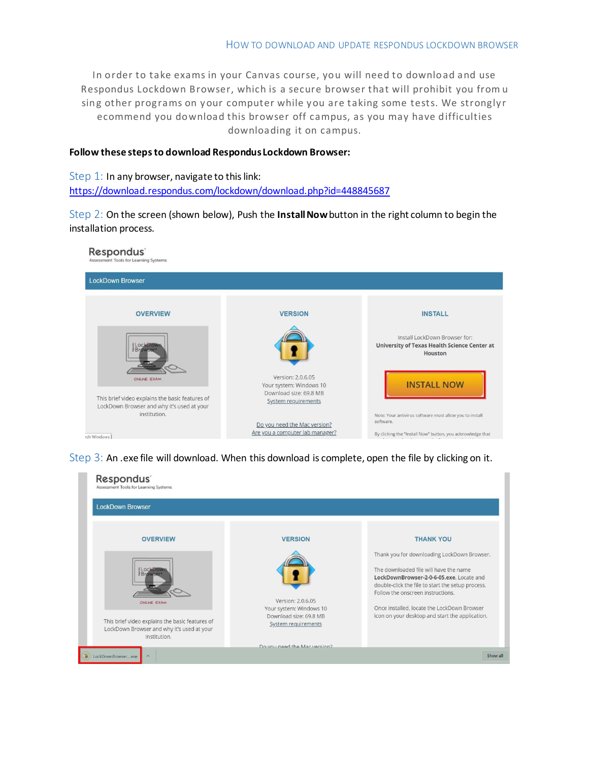# How to Download and Update Respondus Lockdown Browser

In order to take exams in your Canvas course, you will need to download and use Respondus Lockdown Browser, which is a secure browser that will prohibit you from using other programs on your computer while you are taking some tests. We strongly recommend you download this browser off campus, as you may have difficulties downloading it on campus.

**Follow these steps to download Respondus Lockdown Browser:**

Step 1: In any browser, navigate to this link: https://download.respondus.com/lockdown/download.php?id=448845687

Step 2: On the screen (shown below), Push the **Install Now** button in the right column to begin the installation process.

Step 3: An .exe file will download. When this download is complete, open the file by clicking on it.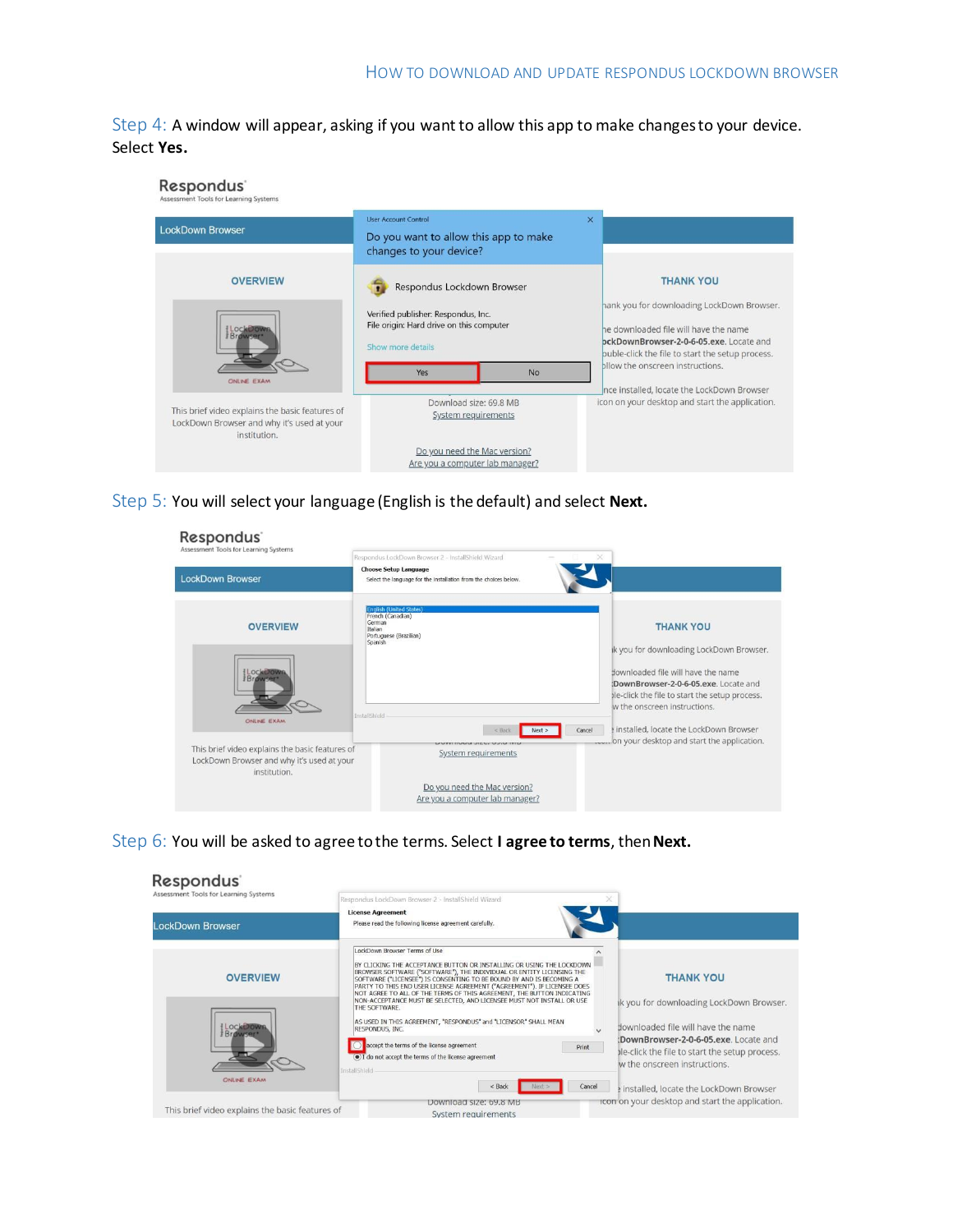**Step 4:** A window will appear, asking if you want to allow this app to make changes to your device. Select **Yes.**

**Step 5:** You will select your language (English is the default) and select **Next.**

**Step 6:** You will be asked to agree to the terms. Select **I agree to terms**, then **Next.**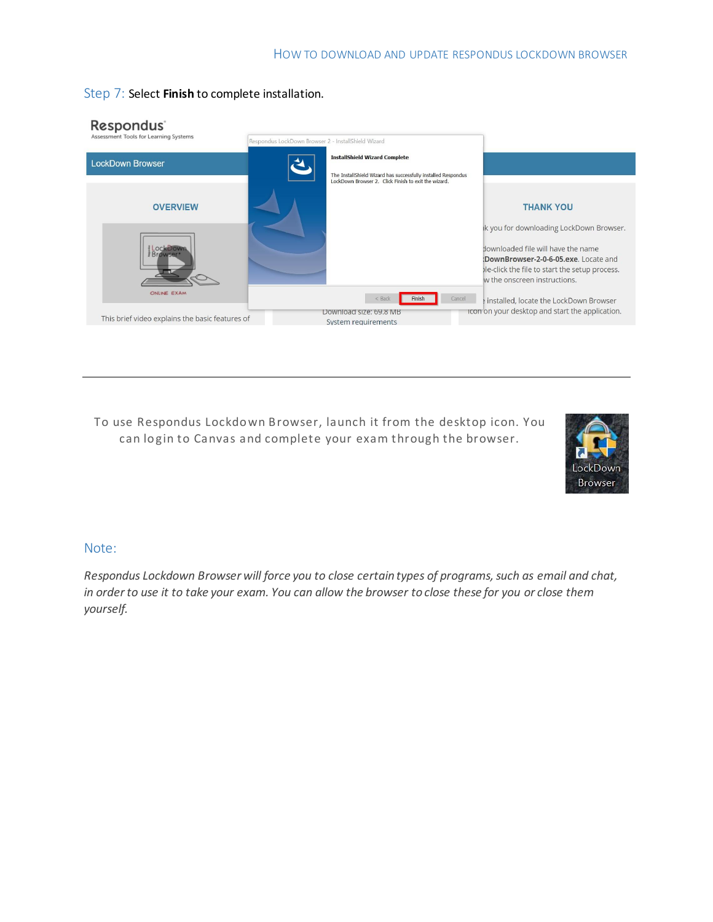Step 7: Select **Finish** to complete installation.

---

To use Respondus Lockdown Browser, launch it from the desktop icon. You can login to Canvas and complete your exam through the browser.

## Note:

*Respondus Lockdown Browser will force you to close certain types of programs, such as email and chat, in order to use it to take your exam. You can allow the browser to close these for you or close them yourself.*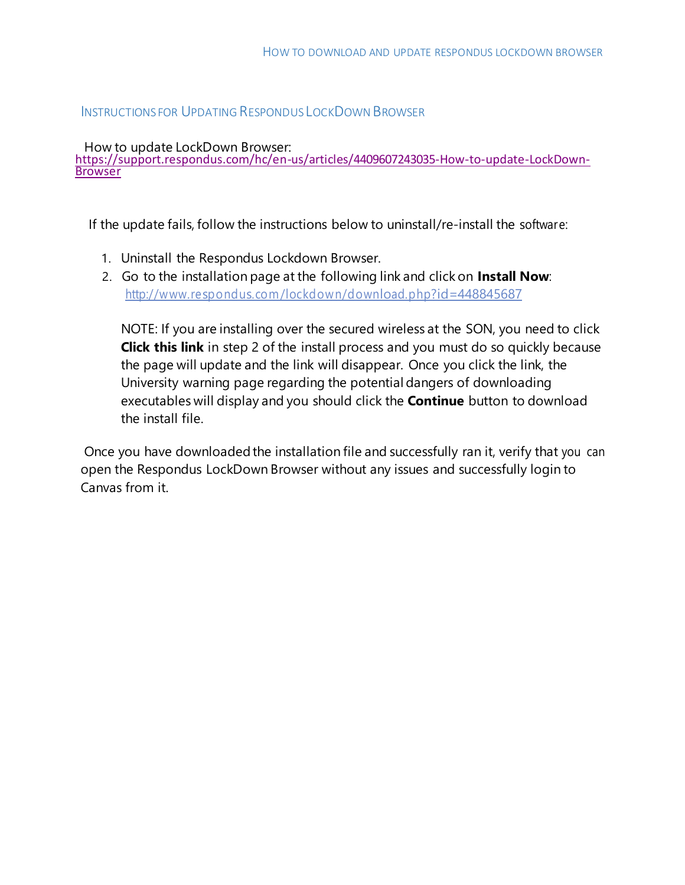## Instructions for Updating Respondus LockDown Browser

How to update LockDown Browser: https://support.respondus.com/hc/en-us/articles/4409607243035-How-to-update-LockDown-Browser

If the update fails, follow the instructions below to uninstall/re-install the software:

1. Uninstall the Respondus Lockdown Browser.
2. Go to the installation page at the following link and click on **Install Now**: http://www.respondus.com/lockdown/download.php?id=448845687

   NOTE: If you are installing over the secured wireless at the SON, you need to click **Click this link** in step 2 of the install process and you must do so quickly because the page will update and the link will disappear. Once you click the link, the University warning page regarding the potential dangers of downloading executables will display and you should click the **Continue** button to download the install file.

Once you have downloaded the installation file and successfully ran it, verify that you can open the Respondus LockDown Browser without any issues and successfully login to Canvas from it.